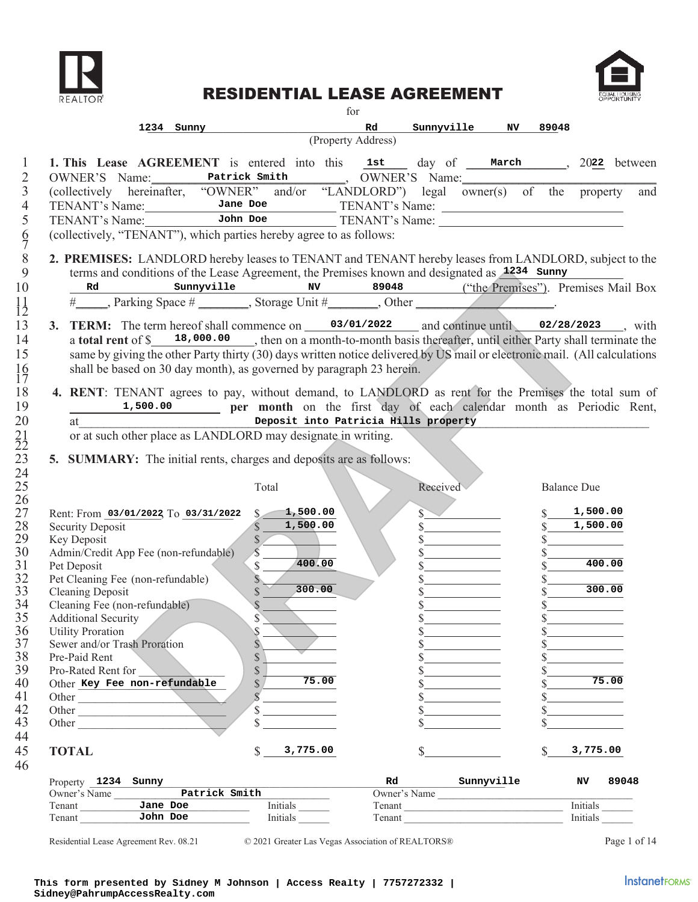# RESIDENTIAL LEASE AGREEMENT

for

1234 Sunny Rd Sunnyville NV 89048
(Property Address)

**1. This Lease AGREEMENT** is entered into this 1st day of March, 2022 between OWNER'S Name: Patrick Smith, OWNER'S Name: ____________ (collectively hereinafter, "OWNER" and/or "LANDLORD") legal owner(s) of the property and TENANT's Name: Jane Doe TENANT's Name: ____________ TENANT's Name: John Doe TENANT's Name: ____________ (collectively, "TENANT"), which parties hereby agree to as follows:

**2. PREMISES:** LANDLORD hereby leases to TENANT and TENANT hereby leases from LANDLORD, subject to the terms and conditions of the Lease Agreement, the Premises known and designated as 1234 Sunny Rd Sunnyville NV 89048 ("the Premises"). Premises Mail Box #_____, Parking Space # ________, Storage Unit #________, Other ____________________.

**3. TERM:** The term hereof shall commence on 03/01/2022 and continue until 02/28/2023, with a **total rent** of $ 18,000.00, then on a month-to-month basis thereafter, until either Party shall terminate the same by giving the other Party thirty (30) days written notice delivered by US mail or electronic mail. (All calculations shall be based on 30 day month), as governed by paragraph 23 herein.

**4. RENT**: TENANT agrees to pay, without demand, to LANDLORD as rent for the Premises the total sum of 1,500.00 **per month** on the first day of each calendar month as Periodic Rent, at Deposit into Patricia Hills property or at such other place as LANDLORD may designate in writing.

**5. SUMMARY:** The initial rents, charges and deposits are as follows:

| | Total | Received | Balance Due |
|---|---|---|---|
| Rent: From 03/01/2022 To 03/31/2022 | $ 1,500.00 | $ | $ 1,500.00 |
| Security Deposit | $ 1,500.00 | $ | $ 1,500.00 |
| Key Deposit | $ | $ | $ |
| Admin/Credit App Fee (non-refundable) | $ | $ | $ |
| Pet Deposit | $ 400.00 | $ | $ 400.00 |
| Pet Cleaning Fee (non-refundable) | $ | $ | $ |
| Cleaning Deposit | $ 300.00 | $ | $ 300.00 |
| Cleaning Fee (non-refundable) | $ | $ | $ |
| Additional Security | $ | $ | $ |
| Utility Proration | $ | $ | $ |
| Sewer and/or Trash Proration | $ | $ | $ |
| Pre-Paid Rent | $ | $ | $ |
| Pro-Rated Rent for ____________ | $ | $ | $ |
| Other Key Fee non-refundable | $ 75.00 | $ | $ 75.00 |
| Other ____________ | $ | $ | $ |
| Other ____________ | $ | $ | $ |
| Other ____________ | $ | $ | $ |
| **TOTAL** | $ 3,775.00 | $ | $ 3,775.00 |

Property 1234 Sunny Rd Sunnyville NV 89048
Owner's Name Patrick Smith Owner's Name ____________
Tenant Jane Doe Initials _____ Tenant ____________ Initials _____
Tenant John Doe Initials _____ Tenant ____________ Initials _____

Residential Lease Agreement Rev. 08.21 © 2021 Greater Las Vegas Association of REALTORS®

This form presented by Sidney M Johnson | Access Realty | 7757272332 | Sidney@PahrumpAccessRealty.com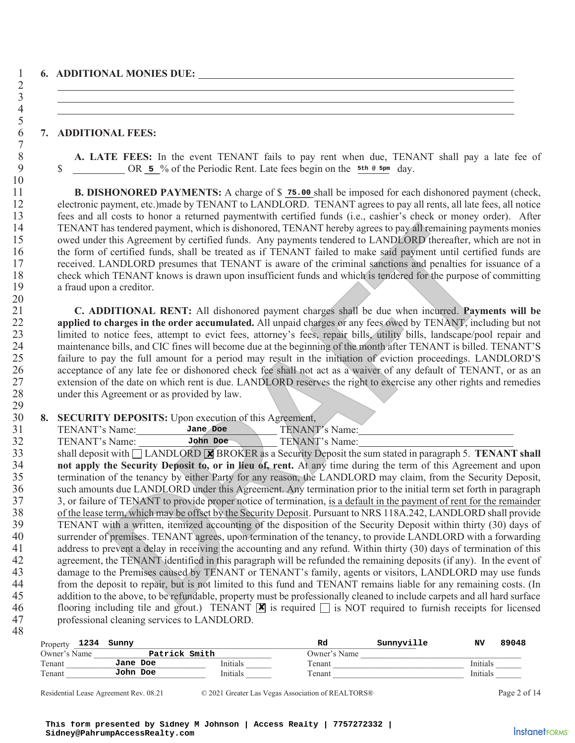**6. ADDITIONAL MONIES DUE:** ____________________________________________

**7. ADDITIONAL FEES:**

**A. LATE FEES:** In the event TENANT fails to pay rent when due, TENANT shall pay a late fee of $ __________ OR **5** % of the Periodic Rent. Late fees begin on the **5th @ 5pm** day.

**B. DISHONORED PAYMENTS:** A charge of $ **75.00** shall be imposed for each dishonored payment (check, electronic payment, etc.)made by TENANT to LANDLORD. TENANT agrees to pay all rents, all late fees, all notice fees and all costs to honor a returned paymentwith certified funds (i.e., cashier's check or money order). After TENANT has tendered payment, which is dishonored, TENANT hereby agrees to pay all remaining payments monies owed under this Agreement by certified funds. Any payments tendered to LANDLORD thereafter, which are not in the form of certified funds, shall be treated as if TENANT failed to make said payment until certified funds are received. LANDLORD presumes that TENANT is aware of the criminal sanctions and penalties for issuance of a check which TENANT knows is drawn upon insufficient funds and which is tendered for the purpose of committing a fraud upon a creditor.

**C. ADDITIONAL RENT:** All dishonored payment charges shall be due when incurred. **Payments will be applied to charges in the order accumulated.** All unpaid charges or any fees owed by TENANT, including but not limited to notice fees, attempt to evict fees, attorney's fees, repair bills, utility bills, landscape/pool repair and maintenance bills, and CIC fines will become due at the beginning of the month after TENANT is billed. TENANT'S failure to pay the full amount for a period may result in the initiation of eviction proceedings. LANDLORD'S acceptance of any late fee or dishonored check fee shall not act as a waiver of any default of TENANT, or as an extension of the date on which rent is due. LANDLORD reserves the right to exercise any other rights and remedies under this Agreement or as provided by law.

**8. SECURITY DEPOSITS:** Upon execution of this Agreement,

TENANT's Name: **Jane Doe** TENANT's Name: ____________________

TENANT's Name: **John Doe** TENANT's Name: ____________________

shall deposit with ☐ LANDLORD ☒ BROKER as a Security Deposit the sum stated in paragraph 5. **TENANT shall not apply the Security Deposit to, or in lieu of, rent.** At any time during the term of this Agreement and upon termination of the tenancy by either Party for any reason, the LANDLORD may claim, from the Security Deposit, such amounts due LANDLORD under this Agreement. Any termination prior to the initial term set forth in paragraph 3, or failure of TENANT to provide proper notice of termination, is a default in the payment of rent for the remainder of the lease term, which may be offset by the Security Deposit. Pursuant to NRS 118A.242, LANDLORD shall provide TENANT with a written, itemized accounting of the disposition of the Security Deposit within thirty (30) days of surrender of premises. TENANT agrees, upon termination of the tenancy, to provide LANDLORD with a forwarding address to prevent a delay in receiving the accounting and any refund. Within thirty (30) days of termination of this agreement, the TENANT identified in this paragraph will be refunded the remaining deposits (if any). In the event of damage to the Premises caused by TENANT or TENANT's family, agents or visitors, LANDLORD may use funds from the deposit to repair, but is not limited to this fund and TENANT remains liable for any remaining costs. (In addition to the above, to be refundable, property must be professionally cleaned to include carpets and all hard surface flooring including tile and grout.) TENANT ☒ is required ☐ is NOT required to furnish receipts for licensed professional cleaning services to LANDLORD.

Property **1234 Sunny Rd Sunnyville NV 89048**

Owner's Name **Patrick Smith** Owner's Name ____________

Tenant **Jane Doe** Initials ______ Tenant ____________ Initials ______

Tenant **John Doe** Initials ______ Tenant ____________ Initials ______

Residential Lease Agreement Rev. 08.21 © 2021 Greater Las Vegas Association of REALTORS®

This form presented by Sidney M Johnson | Access Realty | 7757272332 | Sidney@PahrumpAccessRealty.com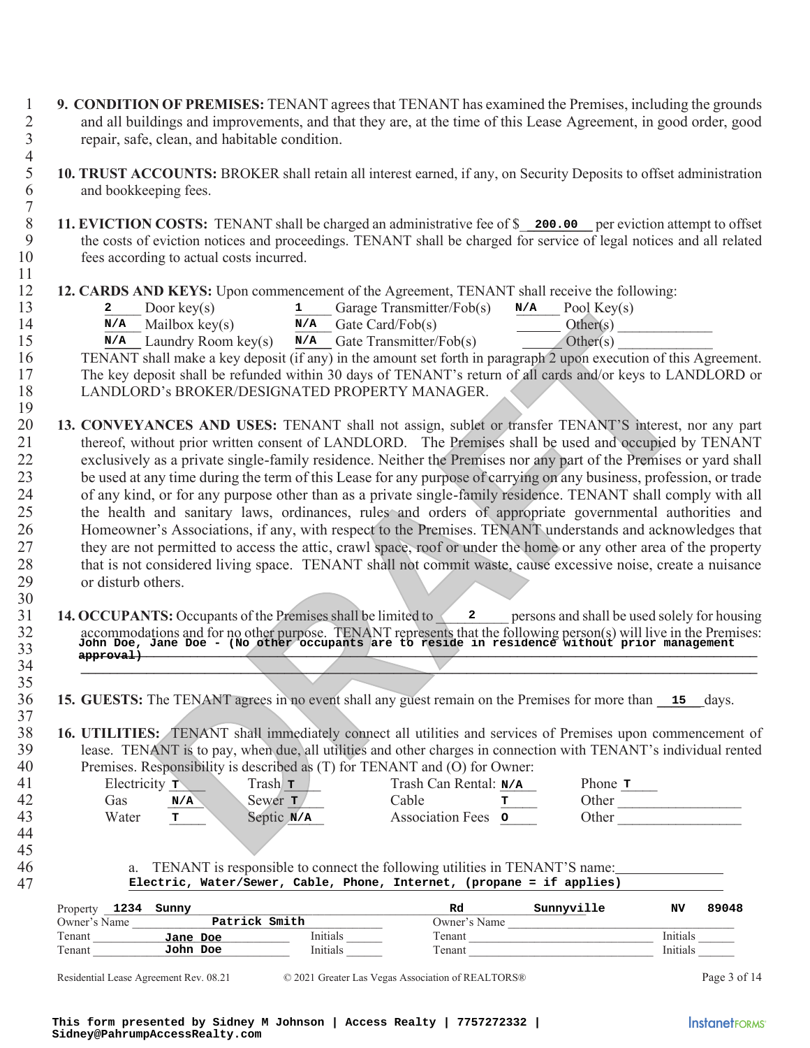**9. CONDITION OF PREMISES:** TENANT agrees that TENANT has examined the Premises, including the grounds and all buildings and improvements, and that they are, at the time of this Lease Agreement, in good order, good repair, safe, clean, and habitable condition.

**10. TRUST ACCOUNTS:** BROKER shall retain all interest earned, if any, on Security Deposits to offset administration and bookkeeping fees.

**11. EVICTION COSTS:** TENANT shall be charged an administrative fee of $ **200.00** per eviction attempt to offset the costs of eviction notices and proceedings. TENANT shall be charged for service of legal notices and all related fees according to actual costs incurred.

**12. CARDS AND KEYS:** Upon commencement of the Agreement, TENANT shall receive the following:

| | | |
|---|---|---|
| **2** Door key(s) | **1** Garage Transmitter/Fob(s) | **N/A** Pool Key(s) |
| **N/A** Mailbox key(s) | **N/A** Gate Card/Fob(s) | ______ Other(s) ______________ |
| **N/A** Laundry Room key(s) | **N/A** Gate Transmitter/Fob(s) | ______ Other(s) ______________ |

TENANT shall make a key deposit (if any) in the amount set forth in paragraph 2 upon execution of this Agreement. The key deposit shall be refunded within 30 days of TENANT's return of all cards and/or keys to LANDLORD or LANDLORD's BROKER/DESIGNATED PROPERTY MANAGER.

**13. CONVEYANCES AND USES:** TENANT shall not assign, sublet or transfer TENANT'S interest, nor any part thereof, without prior written consent of LANDLORD. The Premises shall be used and occupied by TENANT exclusively as a private single-family residence. Neither the Premises nor any part of the Premises or yard shall be used at any time during the term of this Lease for any purpose of carrying on any business, profession, or trade of any kind, or for any purpose other than as a private single-family residence. TENANT shall comply with all the health and sanitary laws, ordinances, rules and orders of appropriate governmental authorities and Homeowner's Associations, if any, with respect to the Premises. TENANT understands and acknowledges that they are not permitted to access the attic, crawl space, roof or under the home or any other area of the property that is not considered living space. TENANT shall not commit waste, cause excessive noise, create a nuisance or disturb others.

**14. OCCUPANTS:** Occupants of the Premises shall be limited to **2** persons and shall be used solely for housing accommodations and for no other purpose. TENANT represents that the following person(s) will live in the Premises: **John Doe, Jane Doe - (No other occupants are to reside in residence without prior management approval)**

**15. GUESTS:** The TENANT agrees in no event shall any guest remain on the Premises for more than **15** days.

**16. UTILITIES:** TENANT shall immediately connect all utilities and services of Premises upon commencement of lease. TENANT is to pay, when due, all utilities and other charges in connection with TENANT's individual rented Premises. Responsibility is described as (T) for TENANT and (O) for Owner:

| | | | | | | | |
|---|---|---|---|---|---|---|---|
| Electricity | **T** | Trash | **T** | Trash Can Rental: | **N/A** | Phone | **T** |
| Gas | **N/A** | Sewer | **T** | Cable | **T** | Other | |
| Water | **T** | Septic | **N/A** | Association Fees | **O** | Other | |

a. TENANT is responsible to connect the following utilities in TENANT'S name: **Electric, Water/Sewer, Cable, Phone, Internet, (propane = if applies)**

Property **1234 Sunny Rd Sunnyville NV 89048**
Owner's Name **Patrick Smith** Owner's Name ______________
Tenant **Jane Doe** Initials ______ Tenant ______________ Initials ______
Tenant **John Doe** Initials ______ Tenant ______________ Initials ______

Residential Lease Agreement Rev. 08.21 © 2021 Greater Las Vegas Association of REALTORS®

This form presented by Sidney M Johnson | Access Realty | 7757272332 | Sidney@PahrumpAccessRealty.com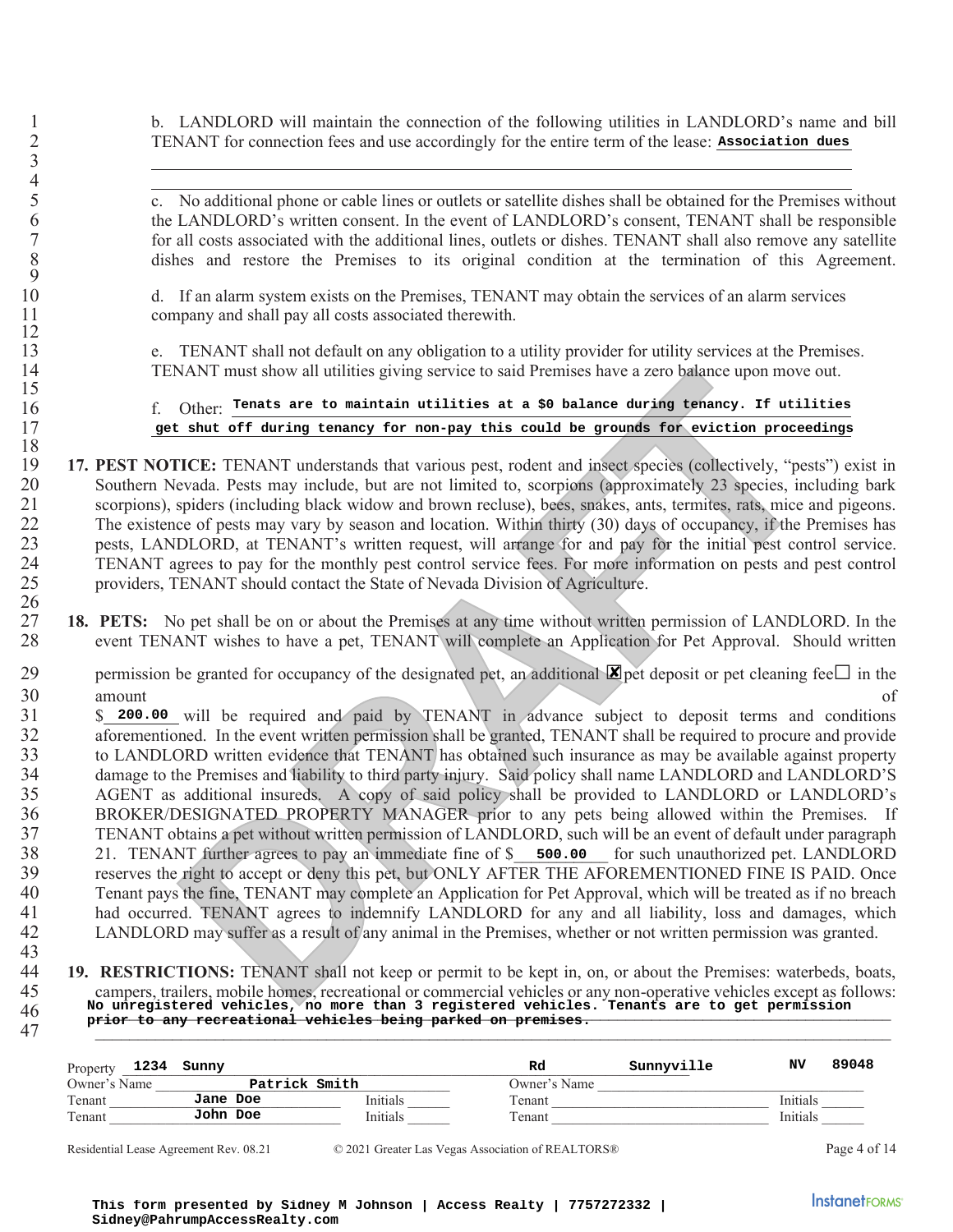b. LANDLORD will maintain the connection of the following utilities in LANDLORD's name and bill TENANT for connection fees and use accordingly for the entire term of the lease: **Association dues**

c. No additional phone or cable lines or outlets or satellite dishes shall be obtained for the Premises without the LANDLORD's written consent. In the event of LANDLORD's consent, TENANT shall be responsible for all costs associated with the additional lines, outlets or dishes. TENANT shall also remove any satellite dishes and restore the Premises to its original condition at the termination of this Agreement.

d. If an alarm system exists on the Premises, TENANT may obtain the services of an alarm services company and shall pay all costs associated therewith.

e. TENANT shall not default on any obligation to a utility provider for utility services at the Premises. TENANT must show all utilities giving service to said Premises have a zero balance upon move out.

f. Other: **Tenats are to maintain utilities at a $0 balance during tenancy. If utilities get shut off during tenancy for non-pay this could be grounds for eviction proceedings**

**17. PEST NOTICE:** TENANT understands that various pest, rodent and insect species (collectively, "pests") exist in Southern Nevada. Pests may include, but are not limited to, scorpions (approximately 23 species, including bark scorpions), spiders (including black widow and brown recluse), bees, snakes, ants, termites, rats, mice and pigeons. The existence of pests may vary by season and location. Within thirty (30) days of occupancy, if the Premises has pests, LANDLORD, at TENANT's written request, will arrange for and pay for the initial pest control service. TENANT agrees to pay for the monthly pest control service fees. For more information on pests and pest control providers, TENANT should contact the State of Nevada Division of Agriculture.

**18. PETS:** No pet shall be on or about the Premises at any time without written permission of LANDLORD. In the event TENANT wishes to have a pet, TENANT will complete an Application for Pet Approval. Should written permission be granted for occupancy of the designated pet, an additional ☒ pet deposit or pet cleaning fee ☐ in the amount of $ **200.00** will be required and paid by TENANT in advance subject to deposit terms and conditions aforementioned. In the event written permission shall be granted, TENANT shall be required to procure and provide to LANDLORD written evidence that TENANT has obtained such insurance as may be available against property damage to the Premises and liability to third party injury. Said policy shall name LANDLORD and LANDLORD'S AGENT as additional insureds. A copy of said policy shall be provided to LANDLORD or LANDLORD's BROKER/DESIGNATED PROPERTY MANAGER prior to any pets being allowed within the Premises. If TENANT obtains a pet without written permission of LANDLORD, such will be an event of default under paragraph 21. TENANT further agrees to pay an immediate fine of $ **500.00** for such unauthorized pet. LANDLORD reserves the right to accept or deny this pet, but ONLY AFTER THE AFOREMENTIONED FINE IS PAID. Once Tenant pays the fine, TENANT may complete an Application for Pet Approval, which will be treated as if no breach had occurred. TENANT agrees to indemnify LANDLORD for any and all liability, loss and damages, which LANDLORD may suffer as a result of any animal in the Premises, whether or not written permission was granted.

**19. RESTRICTIONS:** TENANT shall not keep or permit to be kept in, on, or about the Premises: waterbeds, boats, campers, trailers, mobile homes, recreational or commercial vehicles or any non-operative vehicles except as follows: **No unregistered vehicles, no more than 3 registered vehicles. Tenants are to get permission prior to any recreational vehicles being parked on premises.**

Property **1234 Sunny Rd Sunnyville NV 89048**
Owner's Name **Patrick Smith** Owner's Name ______
Tenant **Jane Doe** Initials ______ Tenant ______ Initials ______
Tenant **John Doe** Initials ______ Tenant ______ Initials ______

Residential Lease Agreement Rev. 08.21 © 2021 Greater Las Vegas Association of REALTORS®

This form presented by Sidney M Johnson | Access Realty | 7757272332 | Sidney@PahrumpAccessRealty.com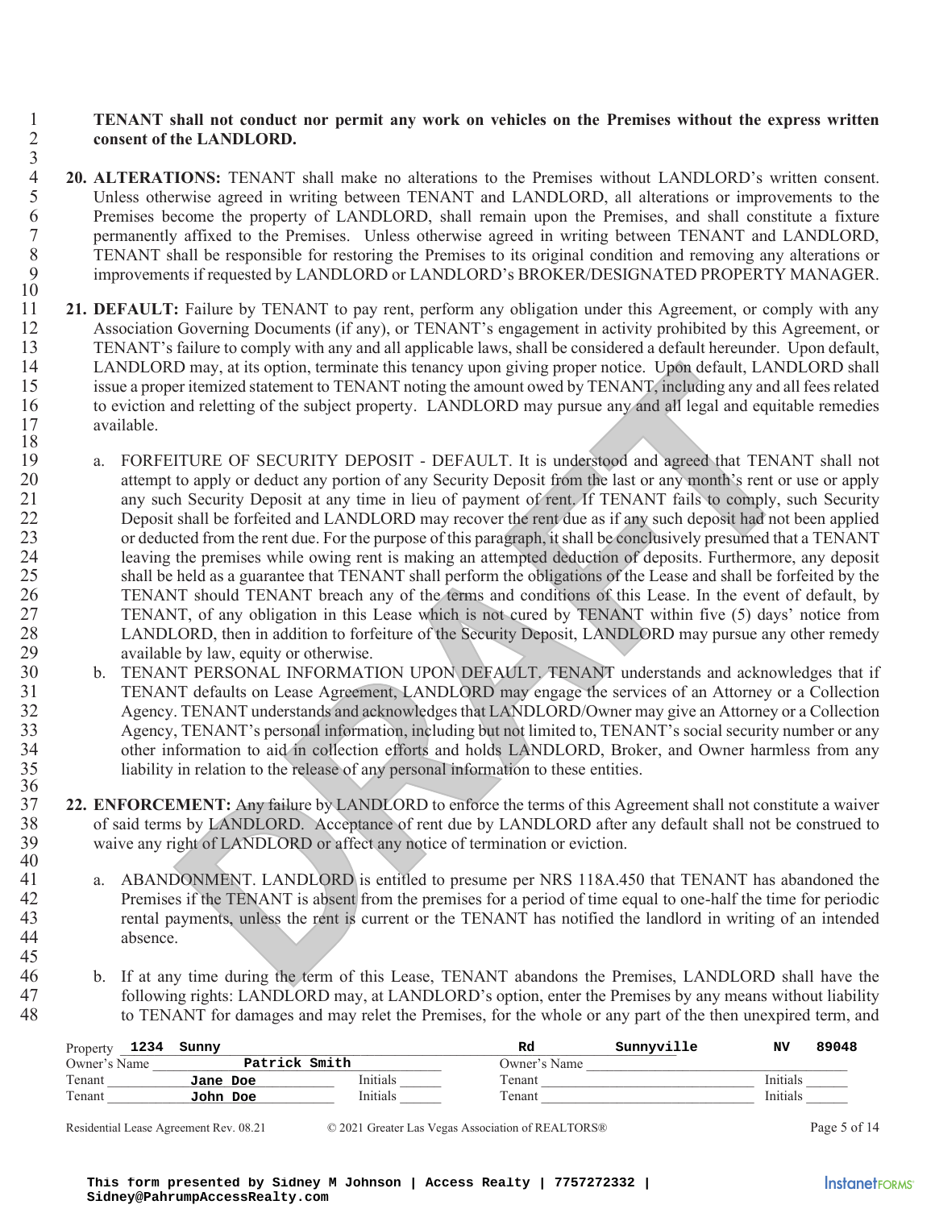**TENANT shall not conduct nor permit any work on vehicles on the Premises without the express written consent of the LANDLORD.**

**20. ALTERATIONS:** TENANT shall make no alterations to the Premises without LANDLORD's written consent. Unless otherwise agreed in writing between TENANT and LANDLORD, all alterations or improvements to the Premises become the property of LANDLORD, shall remain upon the Premises, and shall constitute a fixture permanently affixed to the Premises. Unless otherwise agreed in writing between TENANT and LANDLORD, TENANT shall be responsible for restoring the Premises to its original condition and removing any alterations or improvements if requested by LANDLORD or LANDLORD's BROKER/DESIGNATED PROPERTY MANAGER.

**21. DEFAULT:** Failure by TENANT to pay rent, perform any obligation under this Agreement, or comply with any Association Governing Documents (if any), or TENANT's engagement in activity prohibited by this Agreement, or TENANT's failure to comply with any and all applicable laws, shall be considered a default hereunder. Upon default, LANDLORD may, at its option, terminate this tenancy upon giving proper notice. Upon default, LANDLORD shall issue a proper itemized statement to TENANT noting the amount owed by TENANT, including any and all fees related to eviction and reletting of the subject property. LANDLORD may pursue any and all legal and equitable remedies available.

a. FORFEITURE OF SECURITY DEPOSIT - DEFAULT. It is understood and agreed that TENANT shall not attempt to apply or deduct any portion of any Security Deposit from the last or any month's rent or use or apply any such Security Deposit at any time in lieu of payment of rent. If TENANT fails to comply, such Security Deposit shall be forfeited and LANDLORD may recover the rent due as if any such deposit had not been applied or deducted from the rent due. For the purpose of this paragraph, it shall be conclusively presumed that a TENANT leaving the premises while owing rent is making an attempted deduction of deposits. Furthermore, any deposit shall be held as a guarantee that TENANT shall perform the obligations of the Lease and shall be forfeited by the TENANT should TENANT breach any of the terms and conditions of this Lease. In the event of default, by TENANT, of any obligation in this Lease which is not cured by TENANT within five (5) days' notice from LANDLORD, then in addition to forfeiture of the Security Deposit, LANDLORD may pursue any other remedy available by law, equity or otherwise.

b. TENANT PERSONAL INFORMATION UPON DEFAULT. TENANT understands and acknowledges that if TENANT defaults on Lease Agreement, LANDLORD may engage the services of an Attorney or a Collection Agency. TENANT understands and acknowledges that LANDLORD/Owner may give an Attorney or a Collection Agency, TENANT's personal information, including but not limited to, TENANT's social security number or any other information to aid in collection efforts and holds LANDLORD, Broker, and Owner harmless from any liability in relation to the release of any personal information to these entities.

**22. ENFORCEMENT:** Any failure by LANDLORD to enforce the terms of this Agreement shall not constitute a waiver of said terms by LANDLORD. Acceptance of rent due by LANDLORD after any default shall not be construed to waive any right of LANDLORD or affect any notice of termination or eviction.

a. ABANDONMENT. LANDLORD is entitled to presume per NRS 118A.450 that TENANT has abandoned the Premises if the TENANT is absent from the premises for a period of time equal to one-half the time for periodic rental payments, unless the rent is current or the TENANT has notified the landlord in writing of an intended absence.

b. If at any time during the term of this Lease, TENANT abandons the Premises, LANDLORD shall have the following rights: LANDLORD may, at LANDLORD's option, enter the Premises by any means without liability to TENANT for damages and may relet the Premises, for the whole or any part of the then unexpired term, and

Property 1234 Sunny Rd Sunnyville NV 89048
Owner's Name Patrick Smith Owner's Name
Tenant Jane Doe Initials ______ Tenant ______ Initials ______
Tenant John Doe Initials ______ Tenant ______ Initials ______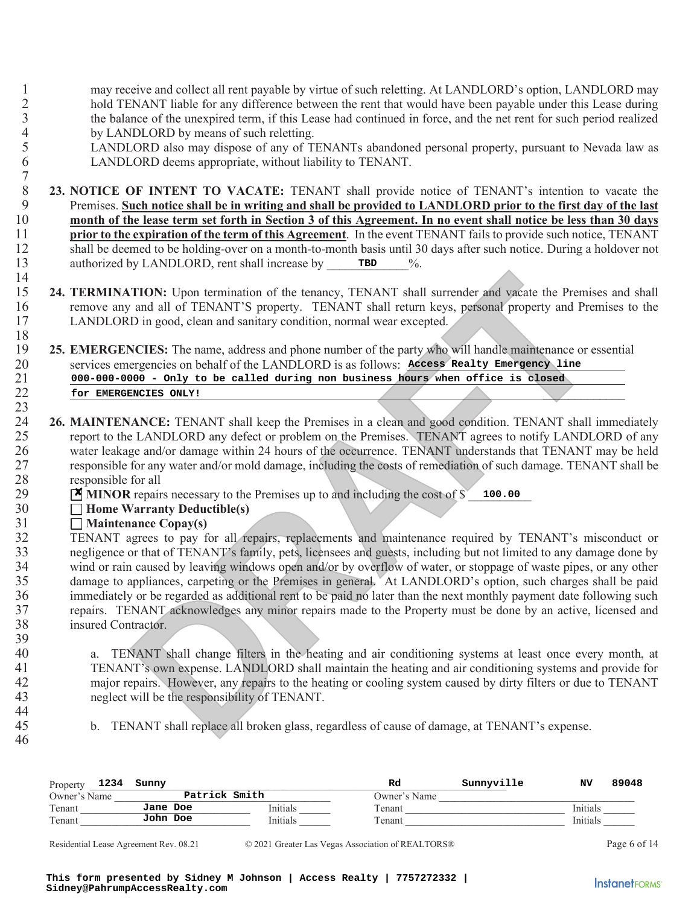may receive and collect all rent payable by virtue of such reletting. At LANDLORD's option, LANDLORD may hold TENANT liable for any difference between the rent that would have been payable under this Lease during the balance of the unexpired term, if this Lease had continued in force, and the net rent for such period realized by LANDLORD by means of such reletting.

LANDLORD also may dispose of any of TENANTs abandoned personal property, pursuant to Nevada law as LANDLORD deems appropriate, without liability to TENANT.

**23. NOTICE OF INTENT TO VACATE:** TENANT shall provide notice of TENANT's intention to vacate the Premises. **Such notice shall be in writing and shall be provided to LANDLORD prior to the first day of the last month of the lease term set forth in Section 3 of this Agreement. In no event shall notice be less than 30 days prior to the expiration of the term of this Agreement**. In the event TENANT fails to provide such notice, TENANT shall be deemed to be holding-over on a month-to-month basis until 30 days after such notice. During a holdover not authorized by LANDLORD, rent shall increase by TBD %.

**24. TERMINATION:** Upon termination of the tenancy, TENANT shall surrender and vacate the Premises and shall remove any and all of TENANT'S property. TENANT shall return keys, personal property and Premises to the LANDLORD in good, clean and sanitary condition, normal wear excepted.

**25. EMERGENCIES:** The name, address and phone number of the party who will handle maintenance or essential services emergencies on behalf of the LANDLORD is as follows: Access Realty Emergency line 000-000-0000 - Only to be called during non business hours when office is closed for EMERGENCIES ONLY!

**26. MAINTENANCE:** TENANT shall keep the Premises in a clean and good condition. TENANT shall immediately report to the LANDLORD any defect or problem on the Premises. TENANT agrees to notify LANDLORD of any water leakage and/or damage within 24 hours of the occurrence. TENANT understands that TENANT may be held responsible for any water and/or mold damage, including the costs of remediation of such damage. TENANT shall be responsible for all

- [x] **MINOR** repairs necessary to the Premises up to and including the cost of $ 100.00
- [ ] **Home Warranty Deductible(s)**
- [ ] **Maintenance Copay(s)**

TENANT agrees to pay for all repairs, replacements and maintenance required by TENANT's misconduct or negligence or that of TENANT's family, pets, licensees and guests, including but not limited to any damage done by wind or rain caused by leaving windows open and/or by overflow of water, or stoppage of waste pipes, or any other damage to appliances, carpeting or the Premises in general. At LANDLORD's option, such charges shall be paid immediately or be regarded as additional rent to be paid no later than the next monthly payment date following such repairs. TENANT acknowledges any minor repairs made to the Property must be done by an active, licensed and insured Contractor.

a. TENANT shall change filters in the heating and air conditioning systems at least once every month, at TENANT's own expense. LANDLORD shall maintain the heating and air conditioning systems and provide for major repairs. However, any repairs to the heating or cooling system caused by dirty filters or due to TENANT neglect will be the responsibility of TENANT.

b. TENANT shall replace all broken glass, regardless of cause of damage, at TENANT's expense.

Property 1234 Sunny Rd Sunnyville NV 89048

Owner's Name Patrick Smith Owner's Name ______

Tenant Jane Doe Initials ______ Tenant ______ Initials ______

Tenant John Doe Initials ______ Tenant ______ Initials ______

Residential Lease Agreement Rev. 08.21 © 2021 Greater Las Vegas Association of REALTORS®

This form presented by Sidney M Johnson | Access Realty | 7757272332 | Sidney@PahrumpAccessRealty.com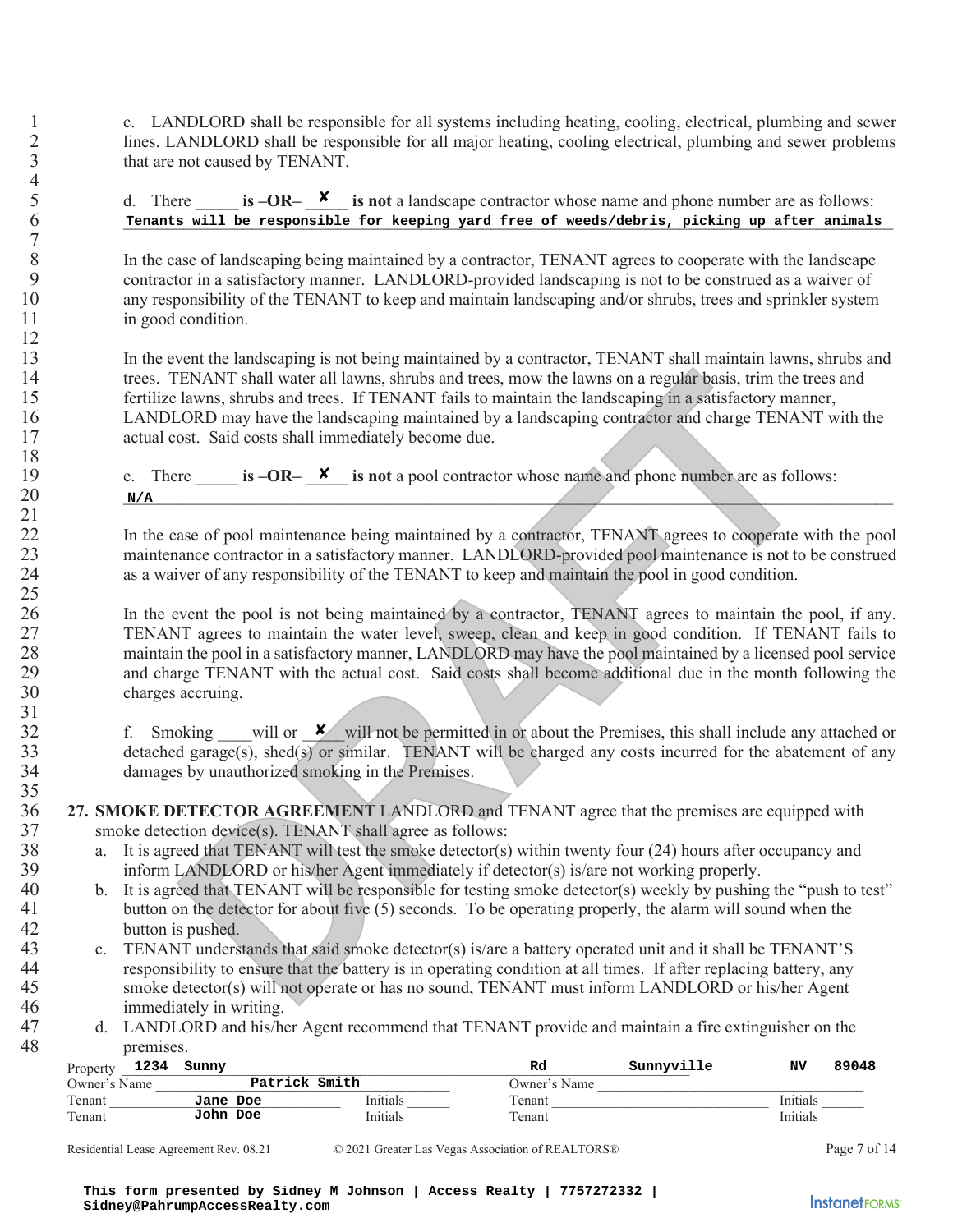c. LANDLORD shall be responsible for all systems including heating, cooling, electrical, plumbing and sewer lines. LANDLORD shall be responsible for all major heating, cooling electrical, plumbing and sewer problems that are not caused by TENANT.

d. There _____ **is –OR–** __✘__ **is not** a landscape contractor whose name and phone number are as follows: Tenants will be responsible for keeping yard free of weeds/debris, picking up after animals

In the case of landscaping being maintained by a contractor, TENANT agrees to cooperate with the landscape contractor in a satisfactory manner. LANDLORD-provided landscaping is not to be construed as a waiver of any responsibility of the TENANT to keep and maintain landscaping and/or shrubs, trees and sprinkler system in good condition.

In the event the landscaping is not being maintained by a contractor, TENANT shall maintain lawns, shrubs and trees. TENANT shall water all lawns, shrubs and trees, mow the lawns on a regular basis, trim the trees and fertilize lawns, shrubs and trees. If TENANT fails to maintain the landscaping in a satisfactory manner, LANDLORD may have the landscaping maintained by a landscaping contractor and charge TENANT with the actual cost. Said costs shall immediately become due.

e. There _____ **is –OR–** __✘__ **is not** a pool contractor whose name and phone number are as follows: N/A

In the case of pool maintenance being maintained by a contractor, TENANT agrees to cooperate with the pool maintenance contractor in a satisfactory manner. LANDLORD-provided pool maintenance is not to be construed as a waiver of any responsibility of the TENANT to keep and maintain the pool in good condition.

In the event the pool is not being maintained by a contractor, TENANT agrees to maintain the pool, if any. TENANT agrees to maintain the water level, sweep, clean and keep in good condition. If TENANT fails to maintain the pool in a satisfactory manner, LANDLORD may have the pool maintained by a licensed pool service and charge TENANT with the actual cost. Said costs shall become additional due in the month following the charges accruing.

f. Smoking ____will or __✘__will not be permitted in or about the Premises, this shall include any attached or detached garage(s), shed(s) or similar. TENANT will be charged any costs incurred for the abatement of any damages by unauthorized smoking in the Premises.

**27. SMOKE DETECTOR AGREEMENT** LANDLORD and TENANT agree that the premises are equipped with smoke detection device(s). TENANT shall agree as follows:

a. It is agreed that TENANT will test the smoke detector(s) within twenty four (24) hours after occupancy and inform LANDLORD or his/her Agent immediately if detector(s) is/are not working properly.
b. It is agreed that TENANT will be responsible for testing smoke detector(s) weekly by pushing the "push to test" button on the detector for about five (5) seconds. To be operating properly, the alarm will sound when the button is pushed.
c. TENANT understands that said smoke detector(s) is/are a battery operated unit and it shall be TENANT'S responsibility to ensure that the battery is in operating condition at all times. If after replacing battery, any smoke detector(s) will not operate or has no sound, TENANT must inform LANDLORD or his/her Agent immediately in writing.
d. LANDLORD and his/her Agent recommend that TENANT provide and maintain a fire extinguisher on the premises.

Property 1234 Sunny Rd Sunnyville NV 89048
Owner's Name Patrick Smith Owner's Name ____________
Tenant Jane Doe Initials ______ Tenant ____________ Initials ______
Tenant John Doe Initials ______ Tenant ____________ Initials ______

Residential Lease Agreement Rev. 08.21 © 2021 Greater Las Vegas Association of REALTORS®

This form presented by Sidney M Johnson | Access Realty | 7757272332 | Sidney@PahrumpAccessRealty.com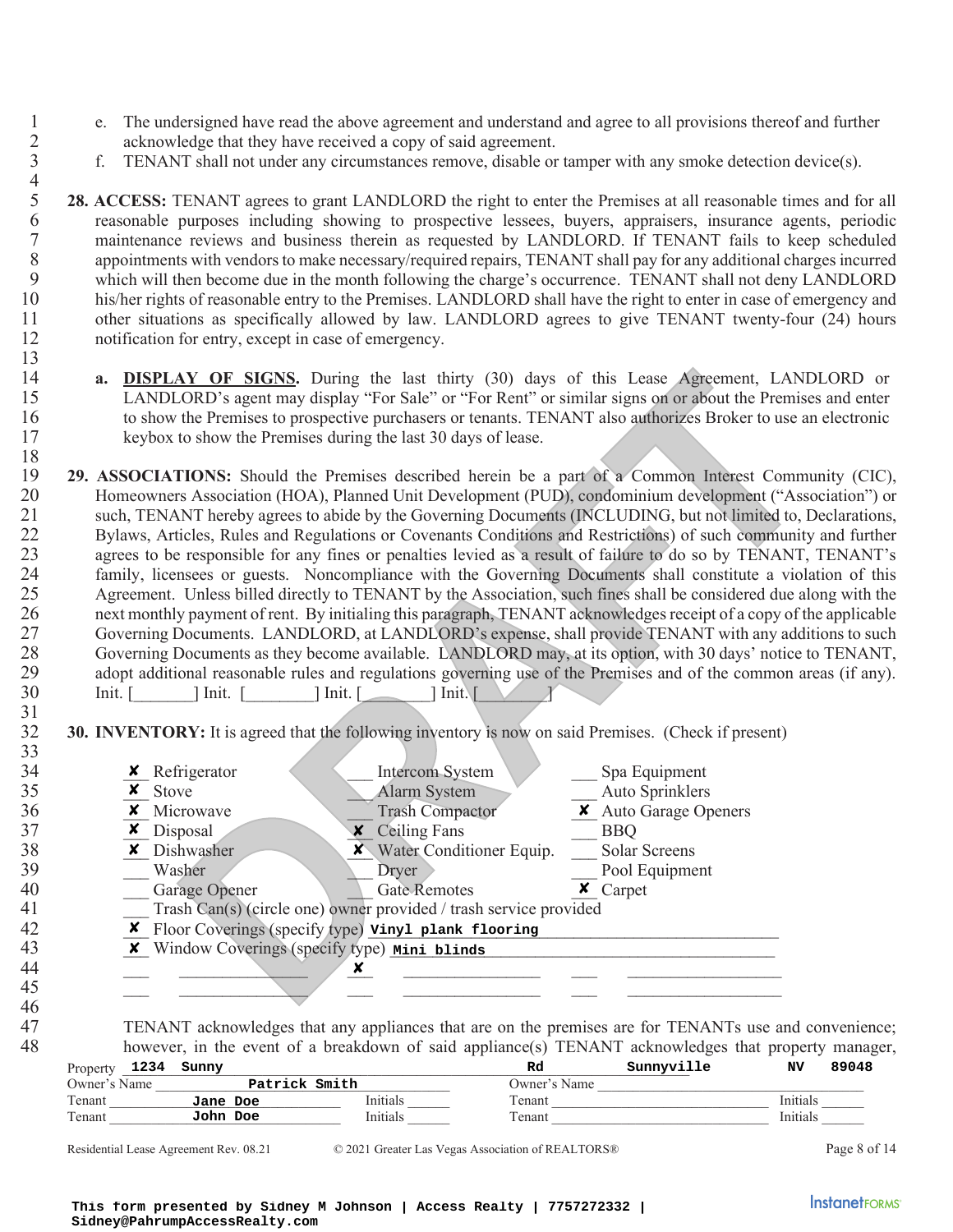e. The undersigned have read the above agreement and understand and agree to all provisions thereof and further acknowledge that they have received a copy of said agreement.

f. TENANT shall not under any circumstances remove, disable or tamper with any smoke detection device(s).

**28. ACCESS:** TENANT agrees to grant LANDLORD the right to enter the Premises at all reasonable times and for all reasonable purposes including showing to prospective lessees, buyers, appraisers, insurance agents, periodic maintenance reviews and business therein as requested by LANDLORD. If TENANT fails to keep scheduled appointments with vendors to make necessary/required repairs, TENANT shall pay for any additional charges incurred which will then become due in the month following the charge's occurrence. TENANT shall not deny LANDLORD his/her rights of reasonable entry to the Premises. LANDLORD shall have the right to enter in case of emergency and other situations as specifically allowed by law. LANDLORD agrees to give TENANT twenty-four (24) hours notification for entry, except in case of emergency.

**a. DISPLAY OF SIGNS.** During the last thirty (30) days of this Lease Agreement, LANDLORD or LANDLORD's agent may display "For Sale" or "For Rent" or similar signs on or about the Premises and enter to show the Premises to prospective purchasers or tenants. TENANT also authorizes Broker to use an electronic keybox to show the Premises during the last 30 days of lease.

**29. ASSOCIATIONS:** Should the Premises described herein be a part of a Common Interest Community (CIC), Homeowners Association (HOA), Planned Unit Development (PUD), condominium development ("Association") or such, TENANT hereby agrees to abide by the Governing Documents (INCLUDING, but not limited to, Declarations, Bylaws, Articles, Rules and Regulations or Covenants Conditions and Restrictions) of such community and further agrees to be responsible for any fines or penalties levied as a result of failure to do so by TENANT, TENANT's family, licensees or guests. Noncompliance with the Governing Documents shall constitute a violation of this Agreement. Unless billed directly to TENANT by the Association, such fines shall be considered due along with the next monthly payment of rent. By initialing this paragraph, TENANT acknowledges receipt of a copy of the applicable Governing Documents. LANDLORD, at LANDLORD's expense, shall provide TENANT with any additions to such Governing Documents as they become available. LANDLORD may, at its option, with 30 days' notice to TENANT, adopt additional reasonable rules and regulations governing use of the Premises and of the common areas (if any). Init. [_______] Init. [_______] Init. [_______] Init. [_______]

**30. INVENTORY:** It is agreed that the following inventory is now on said Premises. (Check if present)

| | | |
|---|---|---|
| ✘ Refrigerator | ___ Intercom System | ___ Spa Equipment |
| ✘ Stove | ___ Alarm System | ___ Auto Sprinklers |
| ✘ Microwave | ___ Trash Compactor | ✘ Auto Garage Openers |
| ✘ Disposal | ✘ Ceiling Fans | ___ BBQ |
| ✘ Dishwasher | ✘ Water Conditioner Equip. | ___ Solar Screens |
| ___ Washer | ___ Dryer | ___ Pool Equipment |
| ___ Garage Opener | ___ Gate Remotes | ✘ Carpet |

___ Trash Can(s) (circle one) owner provided / trash service provided

✘ Floor Coverings (specify type) Vinyl plank flooring

✘ Window Coverings (specify type) Mini blinds

| | | |
|---|---|---|
| ___ ______________ | ✘ ______________ | ___ ______________ |
| ___ ______________ | ___ ______________ | ___ ______________ |

TENANT acknowledges that any appliances that are on the premises are for TENANTs use and convenience; however, in the event of a breakdown of said appliance(s) TENANT acknowledges that property manager,

Property 1234 Sunny Rd Sunnyville NV 89048
Owner's Name Patrick Smith Owner's Name ______________
Tenant Jane Doe Initials _____ Tenant ______________ Initials _____
Tenant John Doe Initials _____ Tenant ______________ Initials _____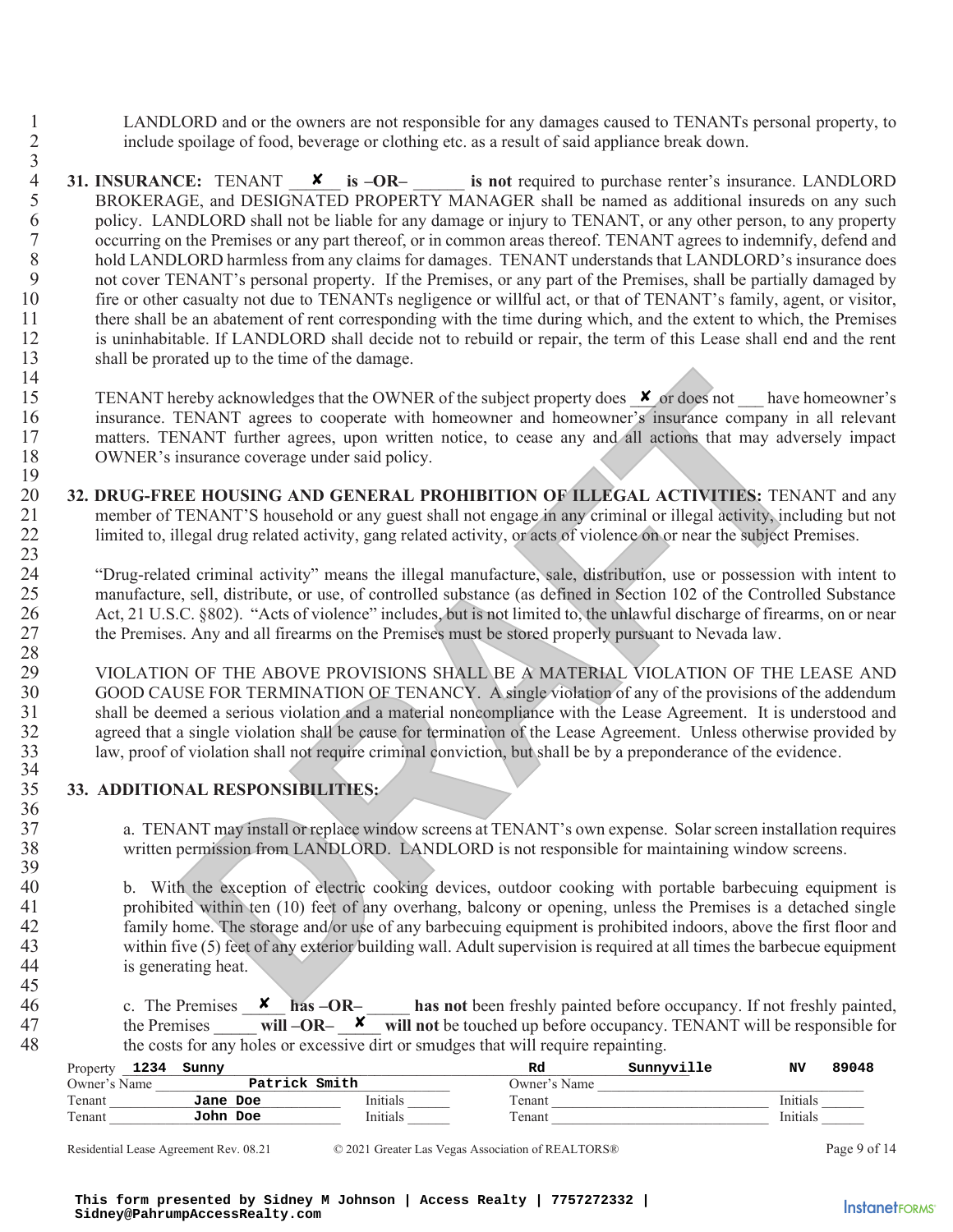LANDLORD and or the owners are not responsible for any damages caused to TENANTs personal property, to include spoilage of food, beverage or clothing etc. as a result of said appliance break down.

**31. INSURANCE:** TENANT \_\_✘\_\_ **is –OR–** \_\_\_\_\_\_ **is not** required to purchase renter's insurance. LANDLORD BROKERAGE, and DESIGNATED PROPERTY MANAGER shall be named as additional insureds on any such policy. LANDLORD shall not be liable for any damage or injury to TENANT, or any other person, to any property occurring on the Premises or any part thereof, or in common areas thereof. TENANT agrees to indemnify, defend and hold LANDLORD harmless from any claims for damages. TENANT understands that LANDLORD's insurance does not cover TENANT's personal property. If the Premises, or any part of the Premises, shall be partially damaged by fire or other casualty not due to TENANTs negligence or willful act, or that of TENANT's family, agent, or visitor, there shall be an abatement of rent corresponding with the time during which, and the extent to which, the Premises is uninhabitable. If LANDLORD shall decide not to rebuild or repair, the term of this Lease shall end and the rent shall be prorated up to the time of the damage.

TENANT hereby acknowledges that the OWNER of the subject property does \_✘\_ or does not \_\_\_ have homeowner's insurance. TENANT agrees to cooperate with homeowner and homeowner's insurance company in all relevant matters. TENANT further agrees, upon written notice, to cease any and all actions that may adversely impact OWNER's insurance coverage under said policy.

**32. DRUG-FREE HOUSING AND GENERAL PROHIBITION OF ILLEGAL ACTIVITIES:** TENANT and any member of TENANT'S household or any guest shall not engage in any criminal or illegal activity, including but not limited to, illegal drug related activity, gang related activity, or acts of violence on or near the subject Premises.

"Drug-related criminal activity" means the illegal manufacture, sale, distribution, use or possession with intent to manufacture, sell, distribute, or use, of controlled substance (as defined in Section 102 of the Controlled Substance Act, 21 U.S.C. §802). "Acts of violence" includes, but is not limited to, the unlawful discharge of firearms, on or near the Premises. Any and all firearms on the Premises must be stored properly pursuant to Nevada law.

VIOLATION OF THE ABOVE PROVISIONS SHALL BE A MATERIAL VIOLATION OF THE LEASE AND GOOD CAUSE FOR TERMINATION OF TENANCY. A single violation of any of the provisions of the addendum shall be deemed a serious violation and a material noncompliance with the Lease Agreement. It is understood and agreed that a single violation shall be cause for termination of the Lease Agreement. Unless otherwise provided by law, proof of violation shall not require criminal conviction, but shall be by a preponderance of the evidence.

**33. ADDITIONAL RESPONSIBILITIES:**

a. TENANT may install or replace window screens at TENANT's own expense. Solar screen installation requires written permission from LANDLORD. LANDLORD is not responsible for maintaining window screens.

b. With the exception of electric cooking devices, outdoor cooking with portable barbecuing equipment is prohibited within ten (10) feet of any overhang, balcony or opening, unless the Premises is a detached single family home. The storage and/or use of any barbecuing equipment is prohibited indoors, above the first floor and within five (5) feet of any exterior building wall. Adult supervision is required at all times the barbecue equipment is generating heat.

c. The Premises \_\_✘\_\_ **has –OR–** \_\_\_\_\_ **has not** been freshly painted before occupancy. If not freshly painted, the Premises \_\_\_\_\_ **will –OR–** \_\_✘\_\_ **will not** be touched up before occupancy. TENANT will be responsible for the costs for any holes or excessive dirt or smudges that will require repainting.

Property 1234 Sunny Rd Sunnyville NV 89048

| | | | | | |
|---|---|---|---|---|---|
| Owner's Name | Patrick Smith | | Owner's Name | | |
| Tenant | Jane Doe | Initials \_\_\_\_\_ | Tenant | | Initials \_\_\_\_\_ |
| Tenant | John Doe | Initials \_\_\_\_\_ | Tenant | | Initials \_\_\_\_\_ |

Residential Lease Agreement Rev. 08.21 © 2021 Greater Las Vegas Association of REALTORS®

This form presented by Sidney M Johnson | Access Realty | 7757272332 | Sidney@PahrumpAccessRealty.com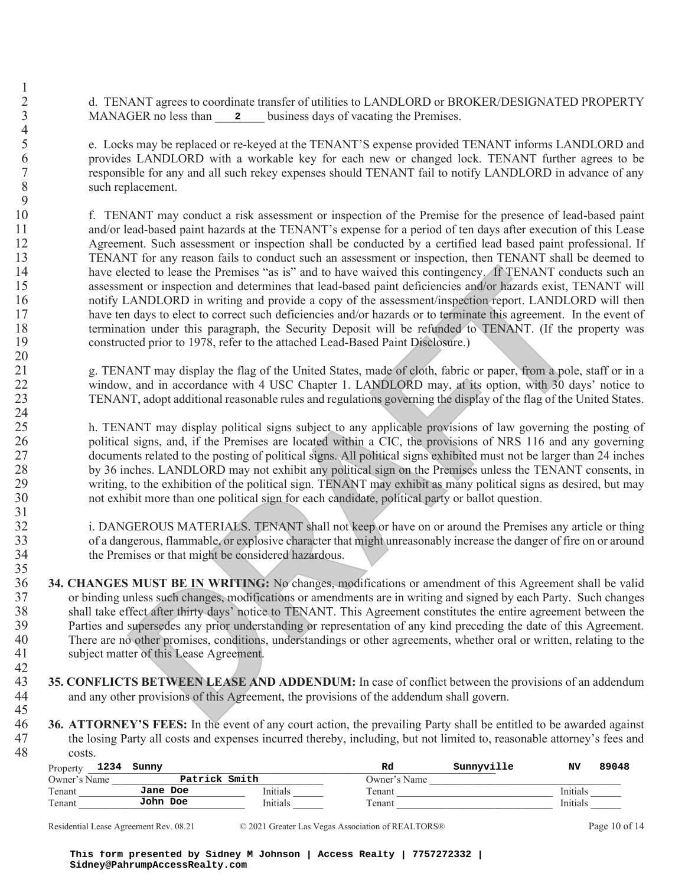d. TENANT agrees to coordinate transfer of utilities to LANDLORD or BROKER/DESIGNATED PROPERTY MANAGER no less than ___2___ business days of vacating the Premises.

e. Locks may be replaced or re-keyed at the TENANT'S expense provided TENANT informs LANDLORD and provides LANDLORD with a workable key for each new or changed lock. TENANT further agrees to be responsible for any and all such rekey expenses should TENANT fail to notify LANDLORD in advance of any such replacement.

f. TENANT may conduct a risk assessment or inspection of the Premise for the presence of lead-based paint and/or lead-based paint hazards at the TENANT's expense for a period of ten days after execution of this Lease Agreement. Such assessment or inspection shall be conducted by a certified lead based paint professional. If TENANT for any reason fails to conduct such an assessment or inspection, then TENANT shall be deemed to have elected to lease the Premises "as is" and to have waived this contingency. If TENANT conducts such an assessment or inspection and determines that lead-based paint deficiencies and/or hazards exist, TENANT will notify LANDLORD in writing and provide a copy of the assessment/inspection report. LANDLORD will then have ten days to elect to correct such deficiencies and/or hazards or to terminate this agreement. In the event of termination under this paragraph, the Security Deposit will be refunded to TENANT. (If the property was constructed prior to 1978, refer to the attached Lead-Based Paint Disclosure.)

g. TENANT may display the flag of the United States, made of cloth, fabric or paper, from a pole, staff or in a window, and in accordance with 4 USC Chapter 1. LANDLORD may, at its option, with 30 days' notice to TENANT, adopt additional reasonable rules and regulations governing the display of the flag of the United States.

h. TENANT may display political signs subject to any applicable provisions of law governing the posting of political signs, and, if the Premises are located within a CIC, the provisions of NRS 116 and any governing documents related to the posting of political signs. All political signs exhibited must not be larger than 24 inches by 36 inches. LANDLORD may not exhibit any political sign on the Premises unless the TENANT consents, in writing, to the exhibition of the political sign. TENANT may exhibit as many political signs as desired, but may not exhibit more than one political sign for each candidate, political party or ballot question.

i. DANGEROUS MATERIALS. TENANT shall not keep or have on or around the Premises any article or thing of a dangerous, flammable, or explosive character that might unreasonably increase the danger of fire on or around the Premises or that might be considered hazardous.

**34. CHANGES MUST BE IN WRITING:** No changes, modifications or amendment of this Agreement shall be valid or binding unless such changes, modifications or amendments are in writing and signed by each Party. Such changes shall take effect after thirty days' notice to TENANT. This Agreement constitutes the entire agreement between the Parties and supersedes any prior understanding or representation of any kind preceding the date of this Agreement. There are no other promises, conditions, understandings or other agreements, whether oral or written, relating to the subject matter of this Lease Agreement.

**35. CONFLICTS BETWEEN LEASE AND ADDENDUM:** In case of conflict between the provisions of an addendum and any other provisions of this Agreement, the provisions of the addendum shall govern.

**36. ATTORNEY'S FEES:** In the event of any court action, the prevailing Party shall be entitled to be awarded against the losing Party all costs and expenses incurred thereby, including, but not limited to, reasonable attorney's fees and costs.

Property 1234 Sunny Rd Sunnyville NV 89048

| | | | |
|---|---|---|---|
| Owner's Name Patrick Smith | | Owner's Name | |
| Tenant Jane Doe | Initials | Tenant | Initials |
| Tenant John Doe | Initials | Tenant | Initials |

Residential Lease Agreement Rev. 08.21 © 2021 Greater Las Vegas Association of REALTORS®

This form presented by Sidney M Johnson | Access Realty | 7757272332 | Sidney@PahrumpAccessRealty.com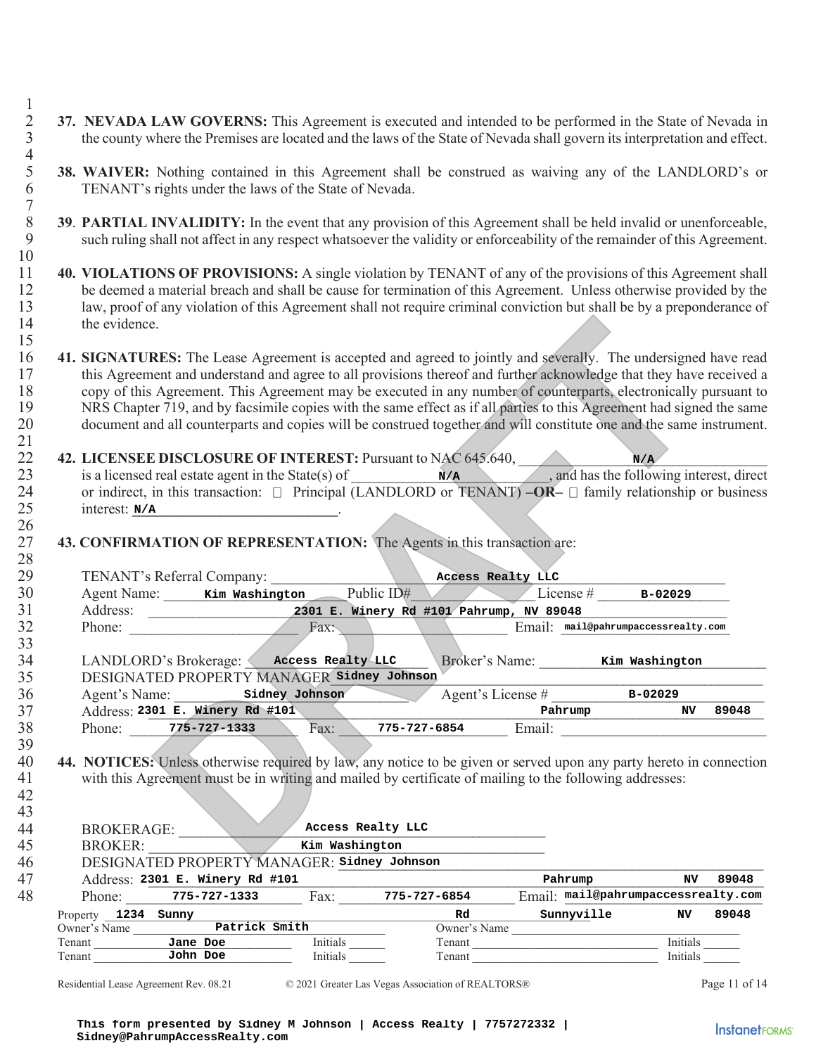**37. NEVADA LAW GOVERNS:** This Agreement is executed and intended to be performed in the State of Nevada in the county where the Premises are located and the laws of the State of Nevada shall govern its interpretation and effect.

**38. WAIVER:** Nothing contained in this Agreement shall be construed as waiving any of the LANDLORD's or TENANT's rights under the laws of the State of Nevada.

**39. PARTIAL INVALIDITY:** In the event that any provision of this Agreement shall be held invalid or unenforceable, such ruling shall not affect in any respect whatsoever the validity or enforceability of the remainder of this Agreement.

**40. VIOLATIONS OF PROVISIONS:** A single violation by TENANT of any of the provisions of this Agreement shall be deemed a material breach and shall be cause for termination of this Agreement. Unless otherwise provided by the law, proof of any violation of this Agreement shall not require criminal conviction but shall be by a preponderance of the evidence.

**41. SIGNATURES:** The Lease Agreement is accepted and agreed to jointly and severally. The undersigned have read this Agreement and understand and agree to all provisions thereof and further acknowledge that they have received a copy of this Agreement. This Agreement may be executed in any number of counterparts, electronically pursuant to NRS Chapter 719, and by facsimile copies with the same effect as if all parties to this Agreement had signed the same document and all counterparts and copies will be construed together and will constitute one and the same instrument.

**42. LICENSEE DISCLOSURE OF INTEREST:** Pursuant to NAC 645.640, N/A is a licensed real estate agent in the State(s) of N/A, and has the following interest, direct or indirect, in this transaction: ☐ Principal (LANDLORD or TENANT) **–OR–** ☐ family relationship or business interest: N/A.

**43. CONFIRMATION OF REPRESENTATION:** The Agents in this transaction are:

TENANT's Referral Company: Access Realty LLC
Agent Name: Kim Washington Public ID# License # B-02029
Address: 2301 E. Winery Rd #101 Pahrump, NV 89048
Phone: Fax: Email: mail@pahrumpaccessrealty.com

LANDLORD's Brokerage: Access Realty LLC Broker's Name: Kim Washington
DESIGNATED PROPERTY MANAGER Sidney Johnson
Agent's Name: Sidney Johnson Agent's License # B-02029
Address: 2301 E. Winery Rd #101 Pahrump NV 89048
Phone: 775-727-1333 Fax: 775-727-6854 Email:

**44. NOTICES:** Unless otherwise required by law, any notice to be given or served upon any party hereto in connection with this Agreement must be in writing and mailed by certificate of mailing to the following addresses:

BROKERAGE: Access Realty LLC
BROKER: Kim Washington
DESIGNATED PROPERTY MANAGER: Sidney Johnson
Address: 2301 E. Winery Rd #101 Pahrump NV 89048
Phone: 775-727-1333 Fax: 775-727-6854 Email: mail@pahrumpaccessrealty.com

Property 1234 Sunny Rd Sunnyville NV 89048
Owner's Name Patrick Smith Owner's Name
Tenant Jane Doe Initials ______ Tenant ______ Initials ______
Tenant John Doe Initials ______ Tenant ______ Initials ______

Residential Lease Agreement Rev. 08.21 © 2021 Greater Las Vegas Association of REALTORS®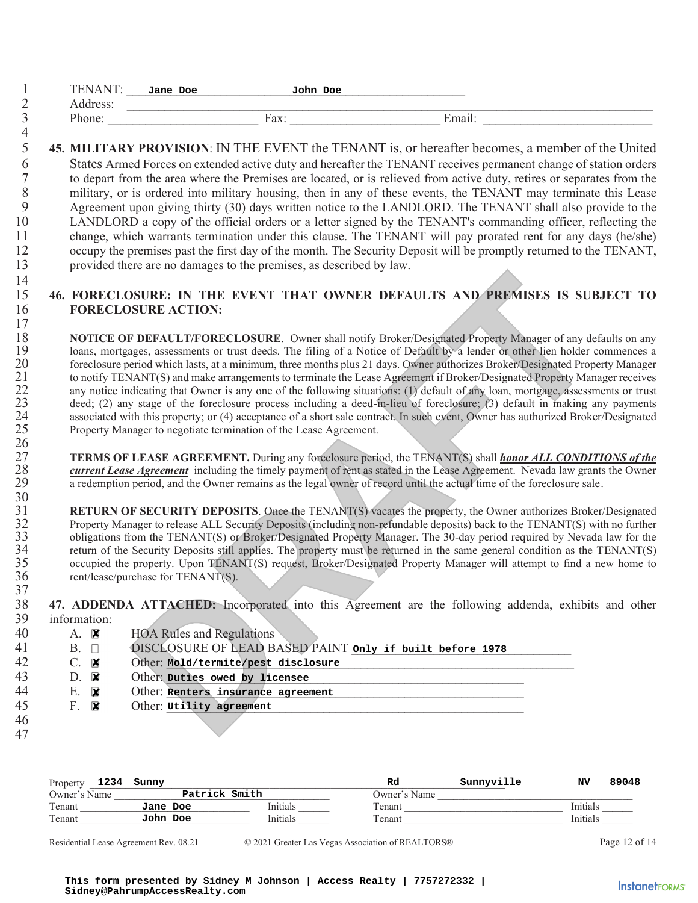TENANT: Jane Doe John Doe
Address: ____________________
Phone: ____________ Fax: ____________ Email: ____________

**45. MILITARY PROVISION**: IN THE EVENT the TENANT is, or hereafter becomes, a member of the United States Armed Forces on extended active duty and hereafter the TENANT receives permanent change of station orders to depart from the area where the Premises are located, or is relieved from active duty, retires or separates from the military, or is ordered into military housing, then in any of these events, the TENANT may terminate this Lease Agreement upon giving thirty (30) days written notice to the LANDLORD. The TENANT shall also provide to the LANDLORD a copy of the official orders or a letter signed by the TENANT's commanding officer, reflecting the change, which warrants termination under this clause. The TENANT will pay prorated rent for any days (he/she) occupy the premises past the first day of the month. The Security Deposit will be promptly returned to the TENANT, provided there are no damages to the premises, as described by law.

**46. FORECLOSURE: IN THE EVENT THAT OWNER DEFAULTS AND PREMISES IS SUBJECT TO FORECLOSURE ACTION:**

**NOTICE OF DEFAULT/FORECLOSURE**. Owner shall notify Broker/Designated Property Manager of any defaults on any loans, mortgages, assessments or trust deeds. The filing of a Notice of Default by a lender or other lien holder commences a foreclosure period which lasts, at a minimum, three months plus 21 days. Owner authorizes Broker/Designated Property Manager to notify TENANT(S) and make arrangements to terminate the Lease Agreement if Broker/Designated Property Manager receives any notice indicating that Owner is any one of the following situations: (1) default of any loan, mortgage, assessments or trust deed; (2) any stage of the foreclosure process including a deed-in-lieu of foreclosure; (3) default in making any payments associated with this property; or (4) acceptance of a short sale contract. In such event, Owner has authorized Broker/Designated Property Manager to negotiate termination of the Lease Agreement.

**TERMS OF LEASE AGREEMENT.** During any foreclosure period, the TENANT(S) shall ***honor ALL CONDITIONS of the current Lease Agreement*** including the timely payment of rent as stated in the Lease Agreement. Nevada law grants the Owner a redemption period, and the Owner remains as the legal owner of record until the actual time of the foreclosure sale.

**RETURN OF SECURITY DEPOSITS**. Once the TENANT(S) vacates the property, the Owner authorizes Broker/Designated Property Manager to release ALL Security Deposits (including non-refundable deposits) back to the TENANT(S) with no further obligations from the TENANT(S) or Broker/Designated Property Manager. The 30-day period required by Nevada law for the return of the Security Deposits still applies. The property must be returned in the same general condition as the TENANT(S) occupied the property. Upon TENANT(S) request, Broker/Designated Property Manager will attempt to find a new home to rent/lease/purchase for TENANT(S).

**47. ADDENDA ATTACHED:** Incorporated into this Agreement are the following addenda, exhibits and other information:

A. ☒ HOA Rules and Regulations
B. ☐ DISCLOSURE OF LEAD BASED PAINT **Only if built before 1978**
C. ☒ Other: **Mold/termite/pest disclosure**
D. ☒ Other: **Duties owed by licensee**
E. ☒ Other: **Renters insurance agreement**
F. ☒ Other: **Utility agreement**

Property 1234 Sunny Rd Sunnyville NV 89048
Owner's Name Patrick Smith Owner's Name ________
Tenant Jane Doe Initials ____ Tenant ________ Initials ____
Tenant John Doe Initials ____ Tenant ________ Initials ____

Residential Lease Agreement Rev. 08.21 © 2021 Greater Las Vegas Association of REALTORS®

This form presented by Sidney M Johnson | Access Realty | 7757272332 | Sidney@PahrumpAccessRealty.com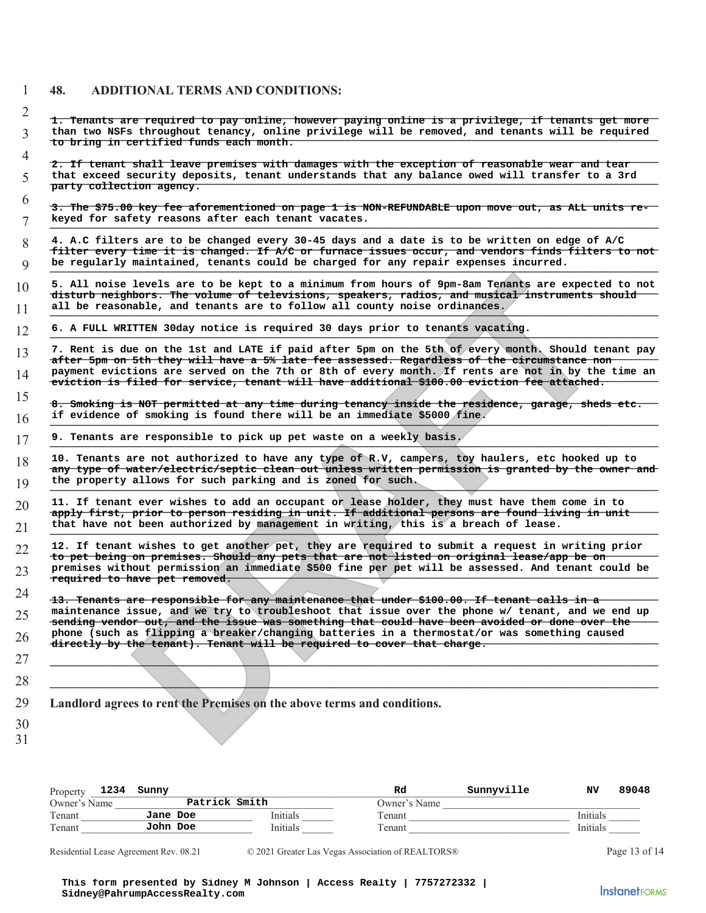## 48. ADDITIONAL TERMS AND CONDITIONS:

1. Tenants are required to pay online, however paying online is a privilege, if tenants get more than two NSFs throughout tenancy, online privilege will be removed, and tenants will be required to bring in certified funds each month.

2. If tenant shall leave premises with damages with the exception of reasonable wear and tear that exceed security deposits, tenant understands that any balance owed will transfer to a 3rd party collection agency.

3. The $75.00 key fee aforementioned on page 1 is NON-REFUNDABLE upon move out, as ALL units re-keyed for safety reasons after each tenant vacates.

4. A.C filters are to be changed every 30-45 days and a date is to be written on edge of A/C filter every time it is changed. If A/C or furnace issues occur, and vendors finds filters to not be regularly maintained, tenants could be charged for any repair expenses incurred.

5. All noise levels are to be kept to a minimum from hours of 9pm-8am Tenants are expected to not disturb neighbors. The volume of televisions, speakers, radios, and musical instruments should all be reasonable, and tenants are to follow all county noise ordinances.

6. A FULL WRITTEN 30day notice is required 30 days prior to tenants vacating.

7. Rent is due on the 1st and LATE if paid after 5pm on the 5th of every month. Should tenant pay after 5pm on 5th they will have a 5% late fee assessed. Regardless of the circumstance non payment evictions are served on the 7th or 8th of every month. If rents are not in by the time an eviction is filed for service, tenant will have additional $100.00 eviction fee attached.

8. Smoking is NOT permitted at any time during tenancy inside the residence, garage, sheds etc. if evidence of smoking is found there will be an immediate $5000 fine.

9. Tenants are responsible to pick up pet waste on a weekly basis.

10. Tenants are not authorized to have any type of R.V, campers, toy haulers, etc hooked up to any type of water/electric/septic clean out unless written permission is granted by the owner and the property allows for such parking and is zoned for such.

11. If tenant ever wishes to add an occupant or lease holder, they must have them come in to apply first, prior to person residing in unit. If additional persons are found living in unit that have not been authorized by management in writing, this is a breach of lease.

12. If tenant wishes to get another pet, they are required to submit a request in writing prior to pet being on premises. Should any pets that are not listed on original lease/app be on premises without permission an immediate $500 fine per pet will be assessed. And tenant could be required to have pet removed.

13. Tenants are responsible for any maintenance that under $100.00. If tenant calls in a maintenance issue, and we try to troubleshoot that issue over the phone w/ tenant, and we end up sending vendor out, and the issue was something that could have been avoided or done over the phone (such as flipping a breaker/changing batteries in a thermostat/or was something caused directly by the tenant). Tenant will be required to cover that charge.

**Landlord agrees to rent the Premises on the above terms and conditions.**

Property 1234 Sunny Rd Sunnyville NV 89048
Owner's Name Patrick Smith Owner's Name ____
Tenant Jane Doe Initials ____ Tenant ____ Initials ____
Tenant John Doe Initials ____ Tenant ____ Initials ____

Residential Lease Agreement Rev. 08.21 © 2021 Greater Las Vegas Association of REALTORS®

This form presented by Sidney M Johnson | Access Realty | 7757272332 | Sidney@PahrumpAccessRealty.com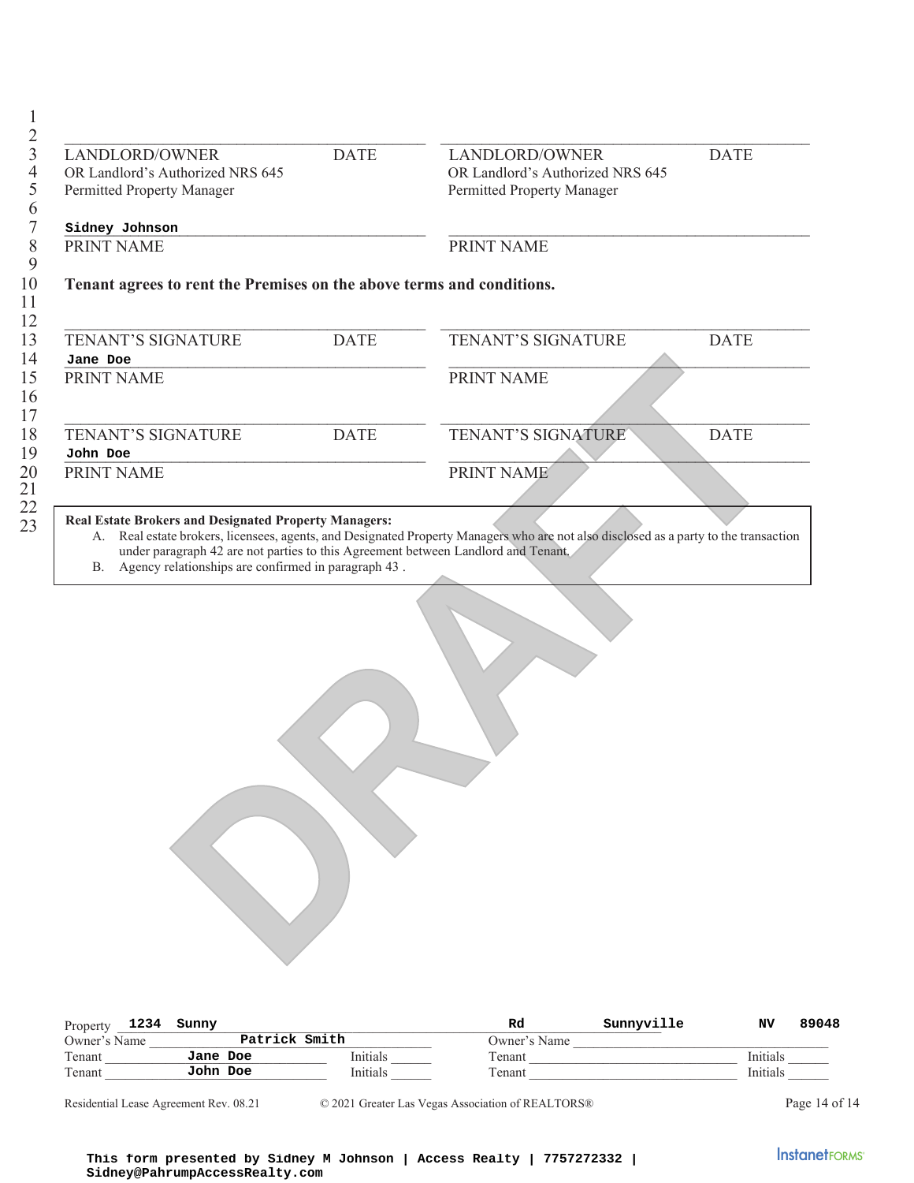| | |
|---|---|
| LANDLORD/OWNER DATE<br>OR Landlord's Authorized NRS 645<br>Permitted Property Manager | LANDLORD/OWNER DATE<br>OR Landlord's Authorized NRS 645<br>Permitted Property Manager |
| **Sidney Johnson**<br>PRINT NAME | PRINT NAME |

**Tenant agrees to rent the Premises on the above terms and conditions.**

| | |
|---|---|
| TENANT'S SIGNATURE DATE | TENANT'S SIGNATURE DATE |
| **Jane Doe**<br>PRINT NAME | PRINT NAME |
| TENANT'S SIGNATURE DATE | TENANT'S SIGNATURE DATE |
| **John Doe**<br>PRINT NAME | PRINT NAME |

**Real Estate Brokers and Designated Property Managers:**

A. Real estate brokers, licensees, agents, and Designated Property Managers who are not also disclosed as a party to the transaction under paragraph 42 are not parties to this Agreement between Landlord and Tenant.

B. Agency relationships are confirmed in paragraph 43 .

DRAFT

Property **1234 Sunny Rd Sunnyville NV 89048**

| | | | |
|---|---|---|---|
| Owner's Name **Patrick Smith** | | Owner's Name | |
| Tenant **Jane Doe** | Initials | Tenant | Initials |
| Tenant **John Doe** | Initials | Tenant | Initials |

Residential Lease Agreement Rev. 08.21 © 2021 Greater Las Vegas Association of REALTORS®

This form presented by Sidney M Johnson | Access Realty | 7757272332 | Sidney@PahrumpAccessRealty.com